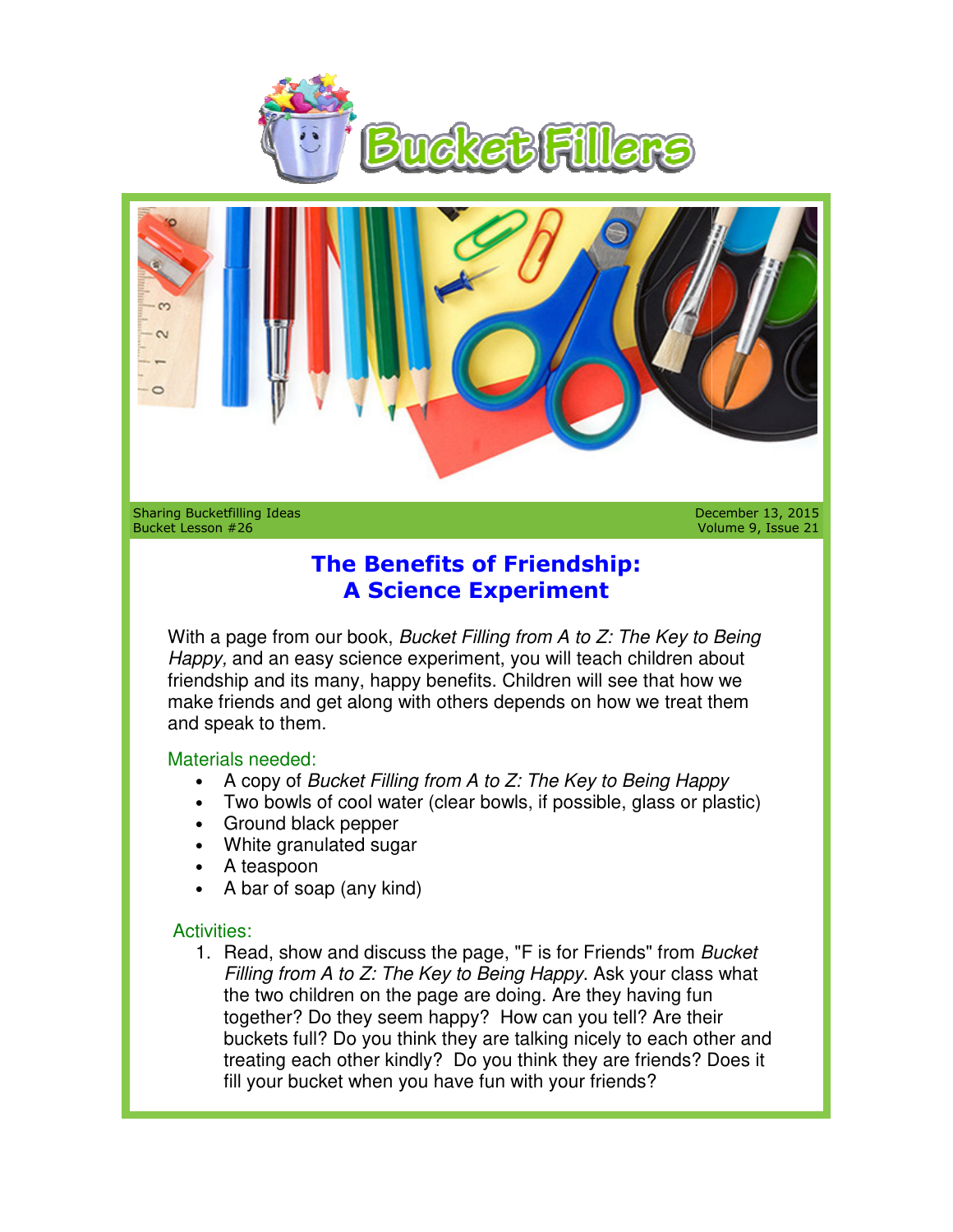# Bucket Fillers

Sharing Bucketfilling Ideas
Bucket Lesson #26

December 13, 2015

## The Benefits of Friendship: A Science Experiment

With a page from our book, *Bucket Filling from A to Z: The Key to Being Happy,* and an easy science experiment, you will teach children about friendship and its many, happy benefits. Children will see that how we make friends and get along with others depends on how we treat them and speak to them.

### Materials needed:

- A copy of *Bucket Filling from A to Z: The Key to Being Happy*
- Two bowls of cool water (clear bowls, if possible, glass or plastic)
- Ground black pepper
- White granulated sugar
- A teaspoon
- A bar of soap (any kind)

### Activities:

1. Read, show and discuss the page, "F is for Friends" from *Bucket Filling from A to Z: The Key to Being Happy*. Ask your class what the two children on the page are doing. Are they having fun together? Do they seem happy? How can you tell? Are their buckets full? Do you think they are talking nicely to each other and treating each other kindly? Do you think they are friends? Does it fill your bucket when you have fun with your friends?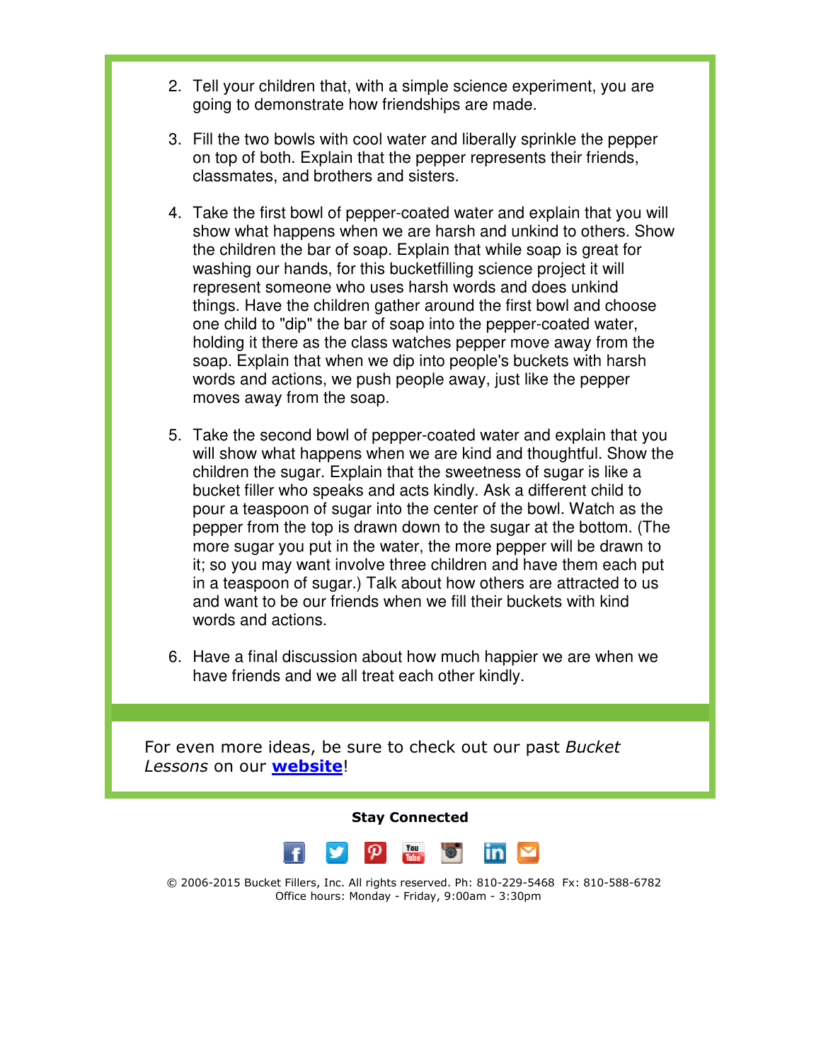2. Tell your children that, with a simple science experiment, you are going to demonstrate how friendships are made.

3. Fill the two bowls with cool water and liberally sprinkle the pepper on top of both. Explain that the pepper represents their friends, classmates, and brothers and sisters.

4. Take the first bowl of pepper-coated water and explain that you will show what happens when we are harsh and unkind to others. Show the children the bar of soap. Explain that while soap is great for washing our hands, for this bucketfilling science project it will represent someone who uses harsh words and does unkind things. Have the children gather around the first bowl and choose one child to "dip" the bar of soap into the pepper-coated water, holding it there as the class watches pepper move away from the soap. Explain that when we dip into people's buckets with harsh words and actions, we push people away, just like the pepper moves away from the soap.

5. Take the second bowl of pepper-coated water and explain that you will show what happens when we are kind and thoughtful. Show the children the sugar. Explain that the sweetness of sugar is like a bucket filler who speaks and acts kindly. Ask a different child to pour a teaspoon of sugar into the center of the bowl. Watch as the pepper from the top is drawn down to the sugar at the bottom. (The more sugar you put in the water, the more pepper will be drawn to it; so you may want involve three children and have them each put in a teaspoon of sugar.) Talk about how others are attracted to us and want to be our friends when we fill their buckets with kind words and actions.

6. Have a final discussion about how much happier we are when we have friends and we all treat each other kindly.

For even more ideas, be sure to check out our past *Bucket Lessons* on our **website**!

**Stay Connected**

© 2006-2015 Bucket Fillers, Inc. All rights reserved. Ph: 810-229-5468 Fx: 810-588-6782
Office hours: Monday - Friday, 9:00am - 3:30pm